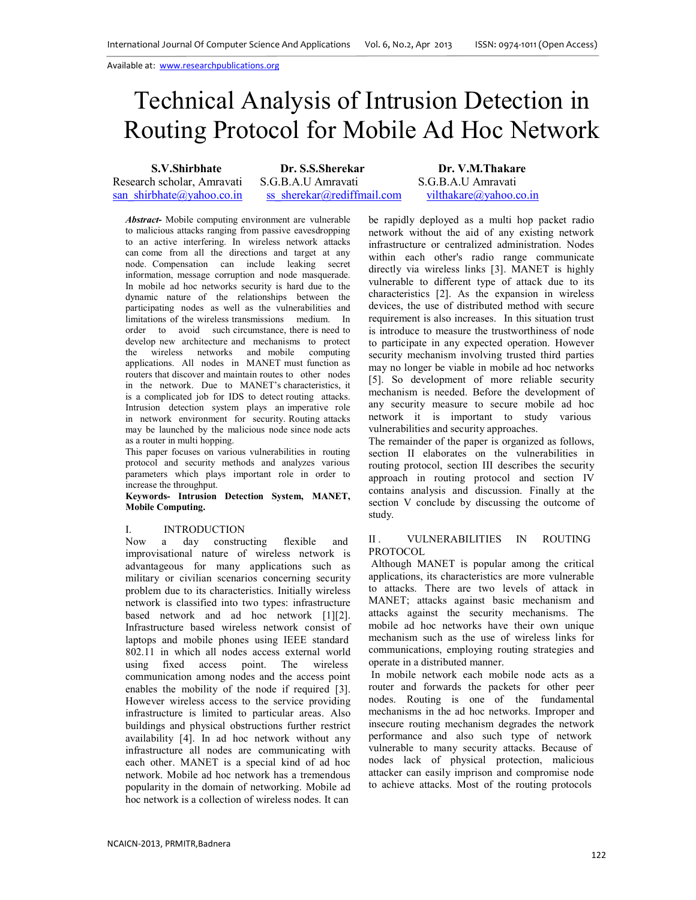Available at: www.researchpublications.org

# Technical Analysis of Intrusion Detection in Routing Protocol for Mobile Ad Hoc Network

**S.V.Shirbhate**
Research scholar, Amravati
san_shirbhate@yahoo.co.in

**Dr. S.S.Sherekar**
S.G.B.A.U Amravati
ss_sherekar@rediffmail.com

**Dr. V.M.Thakare**
S.G.B.A.U Amravati
vilthakare@yahoo.co.in

***Abstract-*** Mobile computing environment are vulnerable to malicious attacks ranging from passive eavesdropping to an active interfering. In wireless network attacks can come from all the directions and target at any node. Compensation can include leaking secret information, message corruption and node masquerade. In mobile ad hoc networks security is hard due to the dynamic nature of the relationships between the participating nodes as well as the vulnerabilities and limitations of the wireless transmissions medium. In order to avoid such circumstance, there is need to develop new architecture and mechanisms to protect the wireless networks and mobile computing applications. All nodes in MANET must function as routers that discover and maintain routes to other nodes in the network. Due to MANET's characteristics, it is a complicated job for IDS to detect routing attacks. Intrusion detection system plays an imperative role in network environment for security. Routing attacks may be launched by the malicious node since node acts as a router in multi hopping.

This paper focuses on various vulnerabilities in routing protocol and security methods and analyzes various parameters which plays important role in order to increase the throughput.

**Keywords- Intrusion Detection System, MANET, Mobile Computing.**

## I. INTRODUCTION

Now a day constructing flexible and improvisational nature of wireless network is advantageous for many applications such as military or civilian scenarios concerning security problem due to its characteristics. Initially wireless network is classified into two types: infrastructure based network and ad hoc network [1][2]. Infrastructure based wireless network consist of laptops and mobile phones using IEEE standard 802.11 in which all nodes access external world using fixed access point. The wireless communication among nodes and the access point enables the mobility of the node if required [3]. However wireless access to the service providing infrastructure is limited to particular areas. Also buildings and physical obstructions further restrict availability [4]. In ad hoc network without any infrastructure all nodes are communicating with each other. MANET is a special kind of ad hoc network. Mobile ad hoc network has a tremendous popularity in the domain of networking. Mobile ad hoc network is a collection of wireless nodes. It can be rapidly deployed as a multi hop packet radio network without the aid of any existing network infrastructure or centralized administration. Nodes within each other's radio range communicate directly via wireless links [3]. MANET is highly vulnerable to different type of attack due to its characteristics [2]. As the expansion in wireless devices, the use of distributed method with secure requirement is also increases. In this situation trust is introduce to measure the trustworthiness of node to participate in any expected operation. However security mechanism involving trusted third parties may no longer be viable in mobile ad hoc networks [5]. So development of more reliable security mechanism is needed. Before the development of any security measure to secure mobile ad hoc network it is important to study various vulnerabilities and security approaches.

The remainder of the paper is organized as follows, section II elaborates on the vulnerabilities in routing protocol, section III describes the security approach in routing protocol and section IV contains analysis and discussion. Finally at the section V conclude by discussing the outcome of study.

## II. VULNERABILITIES IN ROUTING PROTOCOL

Although MANET is popular among the critical applications, its characteristics are more vulnerable to attacks. There are two levels of attack in MANET; attacks against basic mechanism and attacks against the security mechanisms. The mobile ad hoc networks have their own unique mechanism such as the use of wireless links for communications, employing routing strategies and operate in a distributed manner.

In mobile network each mobile node acts as a router and forwards the packets for other peer nodes. Routing is one of the fundamental mechanisms in the ad hoc networks. Improper and insecure routing mechanism degrades the network performance and also such type of network vulnerable to many security attacks. Because of nodes lack of physical protection, malicious attacker can easily imprison and compromise node to achieve attacks. Most of the routing protocols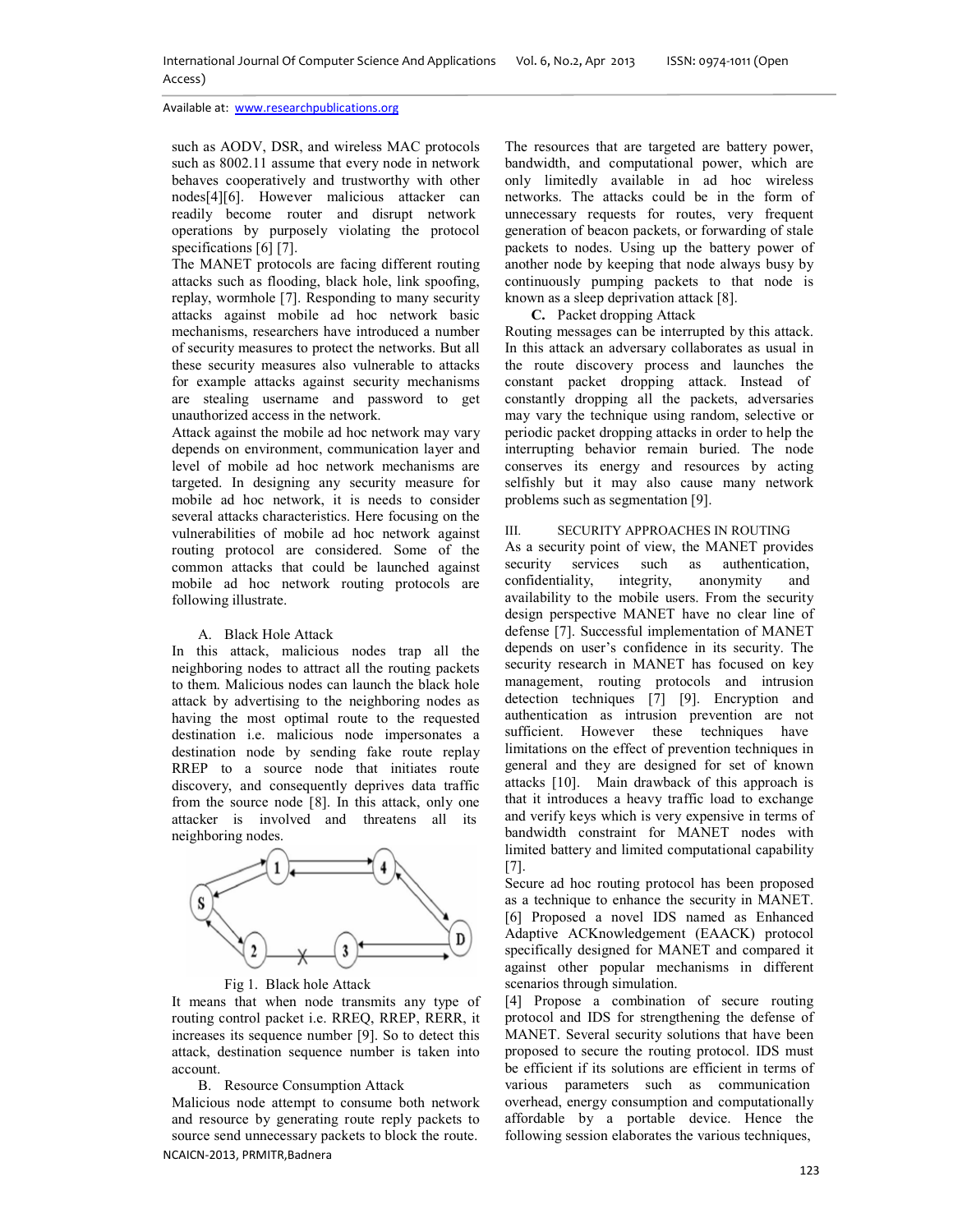such as AODV, DSR, and wireless MAC protocols such as 8002.11 assume that every node in network behaves cooperatively and trustworthy with other nodes[4][6]. However malicious attacker can readily become router and disrupt network operations by purposely violating the protocol specifications [6] [7].

The MANET protocols are facing different routing attacks such as flooding, black hole, link spoofing, replay, wormhole [7]. Responding to many security attacks against mobile ad hoc network basic mechanisms, researchers have introduced a number of security measures to protect the networks. But all these security measures also vulnerable to attacks for example attacks against security mechanisms are stealing username and password to get unauthorized access in the network.

Attack against the mobile ad hoc network may vary depends on environment, communication layer and level of mobile ad hoc network mechanisms are targeted. In designing any security measure for mobile ad hoc network, it is needs to consider several attacks characteristics. Here focusing on the vulnerabilities of mobile ad hoc network against routing protocol are considered. Some of the common attacks that could be launched against mobile ad hoc network routing protocols are following illustrate.

### A. Black Hole Attack

In this attack, malicious nodes trap all the neighboring nodes to attract all the routing packets to them. Malicious nodes can launch the black hole attack by advertising to the neighboring nodes as having the most optimal route to the requested destination i.e. malicious node impersonates a destination node by sending fake route replay RREP to a source node that initiates route discovery, and consequently deprives data traffic from the source node [8]. In this attack, only one attacker is involved and threatens all its neighboring nodes.

Fig 1. Black hole Attack

It means that when node transmits any type of routing control packet i.e. RREQ, RREP, RERR, it increases its sequence number [9]. So to detect this attack, destination sequence number is taken into account.

### B. Resource Consumption Attack

Malicious node attempt to consume both network and resource by generating route reply packets to source send unnecessary packets to block the route. The resources that are targeted are battery power, bandwidth, and computational power, which are only limitedly available in ad hoc wireless networks. The attacks could be in the form of unnecessary requests for routes, very frequent generation of beacon packets, or forwarding of stale packets to nodes. Using up the battery power of another node by keeping that node always busy by continuously pumping packets to that node is known as a sleep deprivation attack [8].

### C. Packet dropping Attack

Routing messages can be interrupted by this attack. In this attack an adversary collaborates as usual in the route discovery process and launches the constant packet dropping attack. Instead of constantly dropping all the packets, adversaries may vary the technique using random, selective or periodic packet dropping attacks in order to help the interrupting behavior remain buried. The node conserves its energy and resources by acting selfishly but it may also cause many network problems such as segmentation [9].

## III. SECURITY APPROACHES IN ROUTING

As a security point of view, the MANET provides security services such as authentication, confidentiality, integrity, anonymity and availability to the mobile users. From the security design perspective MANET have no clear line of defense [7]. Successful implementation of MANET depends on user's confidence in its security. The security research in MANET has focused on key management, routing protocols and intrusion detection techniques [7] [9]. Encryption and authentication as intrusion prevention are not sufficient. However these techniques have limitations on the effect of prevention techniques in general and they are designed for set of known attacks [10]. Main drawback of this approach is that it introduces a heavy traffic load to exchange and verify keys which is very expensive in terms of bandwidth constraint for MANET nodes with limited battery and limited computational capability [7].

Secure ad hoc routing protocol has been proposed as a technique to enhance the security in MANET. [6] Proposed a novel IDS named as Enhanced Adaptive ACKnowledgement (EAACK) protocol specifically designed for MANET and compared it against other popular mechanisms in different scenarios through simulation.

[4] Propose a combination of secure routing protocol and IDS for strengthening the defense of MANET. Several security solutions that have been proposed to secure the routing protocol. IDS must be efficient if its solutions are efficient in terms of various parameters such as communication overhead, energy consumption and computationally affordable by a portable device. Hence the following session elaborates the various techniques,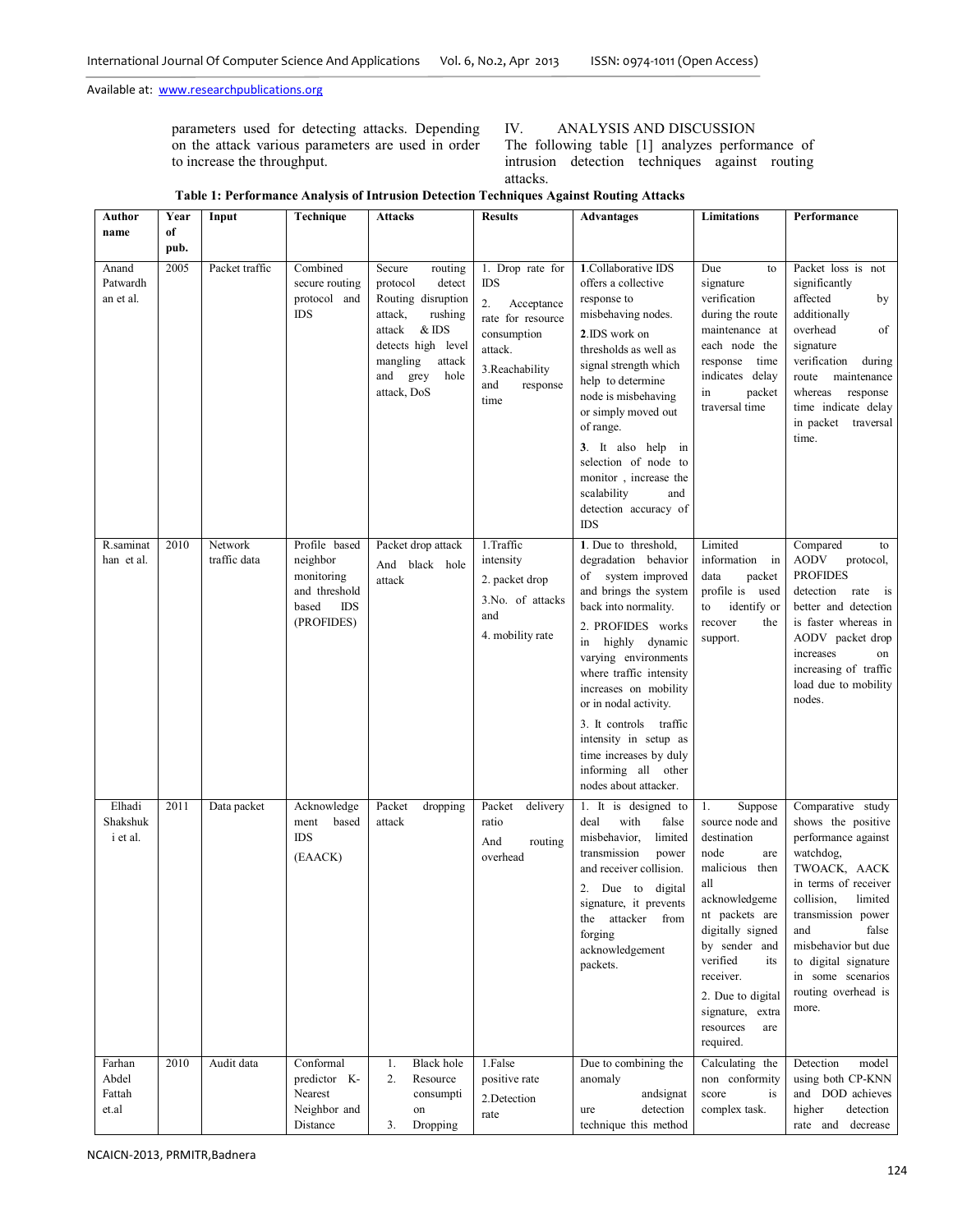parameters used for detecting attacks. Depending on the attack various parameters are used in order to increase the throughput.

## IV. ANALYSIS AND DISCUSSION

The following table [1] analyzes performance of intrusion detection techniques against routing attacks.

**Table 1: Performance Analysis of Intrusion Detection Techniques Against Routing Attacks**

| Author name | Year of pub. | Input | Technique | Attacks | Results | Advantages | Limitations | Performance |
|---|---|---|---|---|---|---|---|---|
| Anand Patwardhan et al. | 2005 | Packet traffic | Combined secure routing protocol and IDS | Secure routing protocol detect Routing disruption attack, rushing attack & IDS detects high level mangling attack and grey hole attack, DoS | 1. Drop rate for IDS<br>2. Acceptance rate for resource consumption attack.<br>3.Reachability and response time | **1**.Collaborative IDS offers a collective response to misbehaving nodes.<br>**2**.IDS work on thresholds as well as signal strength which help to determine node is misbehaving or simply moved out of range.<br>**3**. It also help in selection of node to monitor , increase the scalability and detection accuracy of IDS | Due to signature verification during the route maintenance at each node the response time indicates delay in packet traversal time | Packet loss is not significantly affected by additionally overhead of signature verification during route maintenance whereas response time indicate delay in packet traversal time. |
| R.saminathan et al. | 2010 | Network traffic data | Profile based neighbor monitoring and threshold based IDS (PROFIDES) | Packet drop attack And black hole attack | 1.Traffic intensity<br>2. packet drop<br>3.No. of attacks and<br>4. mobility rate | **1**. Due to threshold, degradation behavior of system improved and brings the system back into normality.<br>2. PROFIDES works in highly dynamic varying environments where traffic intensity increases on mobility or in nodal activity.<br>3. It controls traffic intensity in setup as time increases by duly informing all other nodes about attacker. | Limited information in data packet profile is used to identify or recover the support. | Compared to AODV protocol, PROFIDES detection rate is better and detection is faster whereas in AODV packet drop increases on increasing of traffic load due to mobility nodes. |
| Elhadi Shakshuki et al. | 2011 | Data packet | Acknowledgement based IDS (EAACK) | Packet dropping attack | Packet delivery ratio<br>And routing overhead | 1. It is designed to deal with false misbehavior, limited transmission power and receiver collision.<br>2. Due to digital signature, it prevents the attacker from forging acknowledgement packets. | 1. Suppose source node and destination node are malicious then all acknowledgement packets are digitally signed by sender and verified its receiver.<br>2. Due to digital signature, extra resources are required. | Comparative study shows the positive performance against watchdog, TWOACK, AACK in terms of receiver collision, limited transmission power and false misbehavior but due to digital signature in some scenarios routing overhead is more. |
| Farhan Abdel Fattah et.al | 2010 | Audit data | Conformal predictor K-Nearest Neighbor and Distance | 1. Black hole<br>2. Resource consumption<br>3. Dropping | 1.False positive rate<br>2.Detection rate | Due to combining the anomaly andsignature detection technique this method | Calculating the non conformity score is complex task. | Detection model using both CP-KNN and DOD achieves higher detection rate and decrease |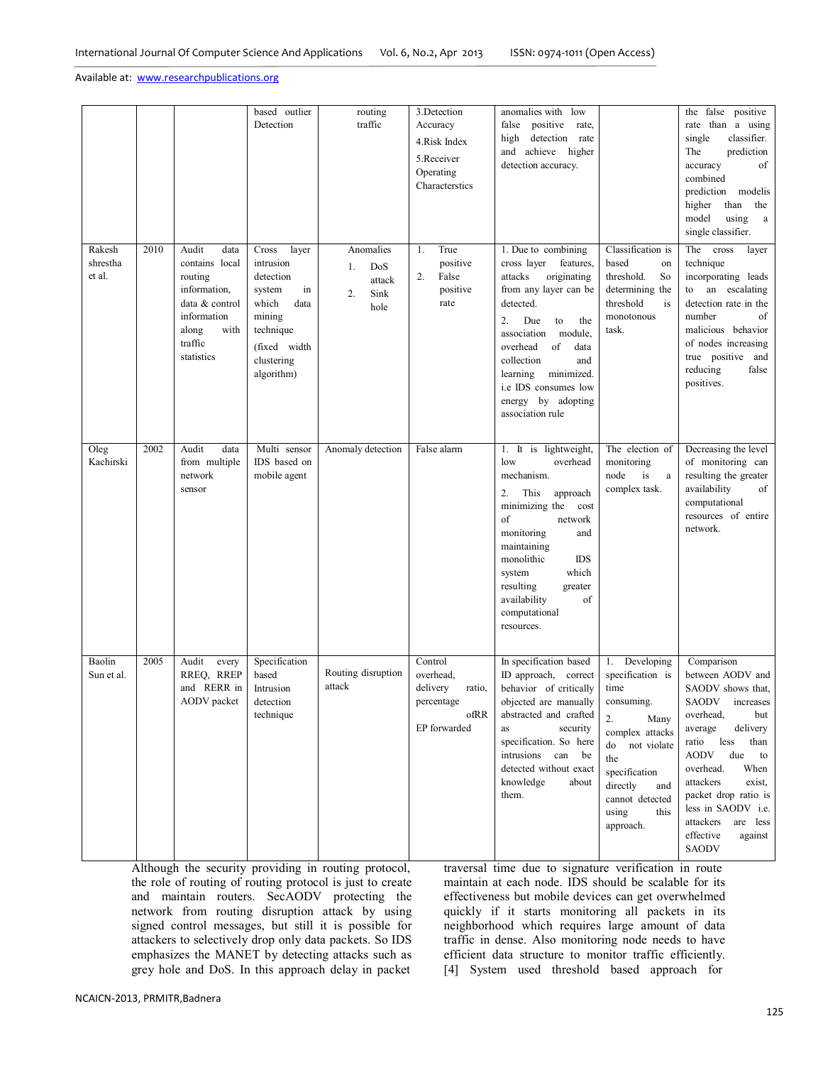| | | | based outlier Detection | routing traffic | 3.Detection Accuracy<br>4.Risk Index<br>5.Receiver Operating Characterstics | anomalies with low false positive rate, high detection rate and achieve higher detection accuracy. | | the false positive rate than a using single classifier. The prediction accuracy of combined prediction modelis higher than the model using a single classifier. |
|---|---|---|---|---|---|---|---|---|
| Rakesh shrestha et al. | 2010 | Audit data contains local routing information, data & control information along with traffic statistics | Cross layer intrusion detection system in which data mining technique (fixed width clustering algorithm) | Anomalies<br>1. DoS attack<br>2. Sink hole | 1. True positive<br>2. False positive rate | 1. Due to combining cross layer features, attacks originating from any layer can be detected.<br>2. Due to the association module, overhead of data collection and learning minimized. i.e IDS consumes low energy by adopting association rule | Classification is based on threshold. So determining the threshold is monotonous task. | The cross layer technique incorporating leads to an escalating detection rate in the number of malicious behavior of nodes increasing true positive and reducing false positives. |
| Oleg Kachirski | 2002 | Audit data from multiple network sensor | Multi sensor IDS based on mobile agent | Anomaly detection | False alarm | 1. It is lightweight, low overhead mechanism.<br>2. This approach minimizing the cost of network monitoring and maintaining monolithic IDS system which resulting greater availability of computational resources. | The election of monitoring node is a complex task. | Decreasing the level of monitoring can resulting the greater availability of computational resources of entire network. |
| Baolin Sun et al. | 2005 | Audit every RREQ, RREP and RERR in AODV packet | Specification based Intrusion detection technique | Routing disruption attack | Control overhead, delivery ratio, percentage ofRR EP forwarded | In specification based ID approach, correct behavior of critically objected are manually abstracted and crafted as security specification. So here intrusions can be detected without exact knowledge about them. | 1. Developing specification is time consuming.<br>2. Many complex attacks do not violate the specification directly and cannot detected using this approach. | Comparison between AODV and SAODV shows that, SAODV increases overhead, but average delivery ratio less than AODV due to overhead. When attackers exist, packet drop ratio is less in SAODV i.e. attackers are less effective against SAODV |

Although the security providing in routing protocol, the role of routing of routing protocol is just to create and maintain routers. SecAODV protecting the network from routing disruption attack by using signed control messages, but still it is possible for attackers to selectively drop only data packets. So IDS emphasizes the MANET by detecting attacks such as grey hole and DoS. In this approach delay in packet traversal time due to signature verification in route maintain at each node. IDS should be scalable for its effectiveness but mobile devices can get overwhelmed quickly if it starts monitoring all packets in its neighborhood which requires large amount of data traffic in dense. Also monitoring node needs to have efficient data structure to monitor traffic efficiently. [4] System used threshold based approach for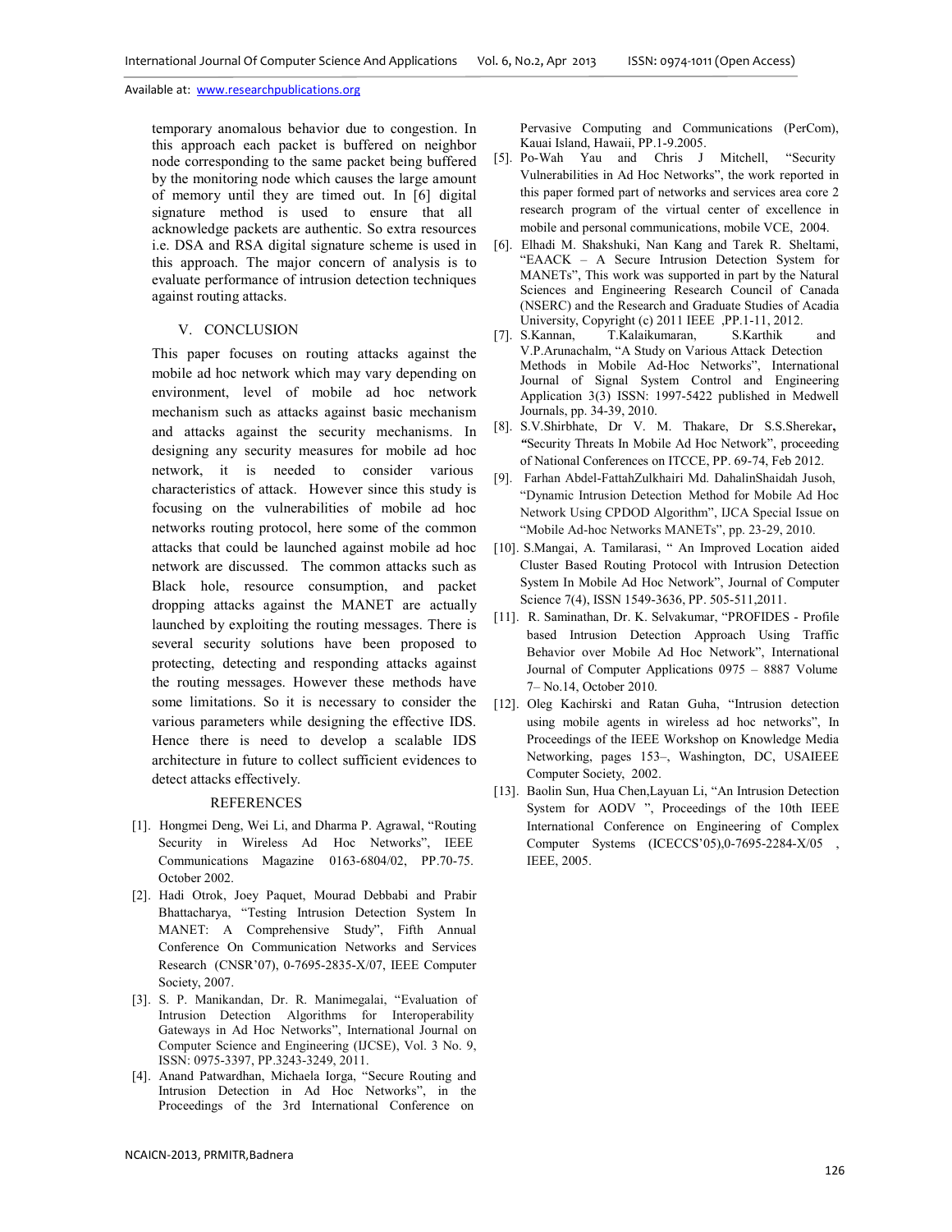temporary anomalous behavior due to congestion. In this approach each packet is buffered on neighbor node corresponding to the same packet being buffered by the monitoring node which causes the large amount of memory until they are timed out. In [6] digital signature method is used to ensure that all acknowledge packets are authentic. So extra resources i.e. DSA and RSA digital signature scheme is used in this approach. The major concern of analysis is to evaluate performance of intrusion detection techniques against routing attacks.

## V. CONCLUSION

This paper focuses on routing attacks against the mobile ad hoc network which may vary depending on environment, level of mobile ad hoc network mechanism such as attacks against basic mechanism and attacks against the security mechanisms. In designing any security measures for mobile ad hoc network, it is needed to consider various characteristics of attack. However since this study is focusing on the vulnerabilities of mobile ad hoc networks routing protocol, here some of the common attacks that could be launched against mobile ad hoc network are discussed. The common attacks such as Black hole, resource consumption, and packet dropping attacks against the MANET are actually launched by exploiting the routing messages. There is several security solutions have been proposed to protecting, detecting and responding attacks against the routing messages. However these methods have some limitations. So it is necessary to consider the various parameters while designing the effective IDS. Hence there is need to develop a scalable IDS architecture in future to collect sufficient evidences to detect attacks effectively.

## REFERENCES

[1]. Hongmei Deng, Wei Li, and Dharma P. Agrawal, “Routing Security in Wireless Ad Hoc Networks”, IEEE Communications Magazine 0163-6804/02, PP.70-75. October 2002.

[2]. Hadi Otrok, Joey Paquet, Mourad Debbabi and Prabir Bhattacharya, “Testing Intrusion Detection System In MANET: A Comprehensive Study”, Fifth Annual Conference On Communication Networks and Services Research (CNSR’07), 0-7695-2835-X/07, IEEE Computer Society, 2007.

[3]. S. P. Manikandan, Dr. R. Manimegalai, “Evaluation of Intrusion Detection Algorithms for Interoperability Gateways in Ad Hoc Networks”, International Journal on Computer Science and Engineering (IJCSE), Vol. 3 No. 9, ISSN: 0975-3397, PP.3243-3249, 2011.

[4]. Anand Patwardhan, Michaela Iorga, “Secure Routing and Intrusion Detection in Ad Hoc Networks”, in the Proceedings of the 3rd International Conference on Pervasive Computing and Communications (PerCom), Kauai Island, Hawaii, PP.1-9.2005.

[5]. Po-Wah Yau and Chris J Mitchell, “Security Vulnerabilities in Ad Hoc Networks”, the work reported in this paper formed part of networks and services area core 2 research program of the virtual center of excellence in mobile and personal communications, mobile VCE, 2004.

[6]. Elhadi M. Shakshuki, Nan Kang and Tarek R. Sheltami, “EAACK – A Secure Intrusion Detection System for MANETs”, This work was supported in part by the Natural Sciences and Engineering Research Council of Canada (NSERC) and the Research and Graduate Studies of Acadia University, Copyright (c) 2011 IEEE ,PP.1-11, 2012.

[7]. S.Kannan, T.Kalaikumaran, S.Karthik and V.P.Arunachalm, “A Study on Various Attack Detection Methods in Mobile Ad-Hoc Networks”, International Journal of Signal System Control and Engineering Application 3(3) ISSN: 1997-5422 published in Medwell Journals, pp. 34-39, 2010.

[8]. S.V.Shirbhate, Dr V. M. Thakare, Dr S.S.Sherekar, “Security Threats In Mobile Ad Hoc Network”, proceeding of National Conferences on ITCCE, PP. 69-74, Feb 2012.

[9]. Farhan Abdel-FattahZulkhairi Md. DahalinShaidah Jusoh, “Dynamic Intrusion Detection Method for Mobile Ad Hoc Network Using CPDOD Algorithm”, IJCA Special Issue on “Mobile Ad-hoc Networks MANETs”, pp. 23-29, 2010.

[10]. S.Mangai, A. Tamilarasi, “ An Improved Location aided Cluster Based Routing Protocol with Intrusion Detection System In Mobile Ad Hoc Network”, Journal of Computer Science 7(4), ISSN 1549-3636, PP. 505-511,2011.

[11]. R. Saminathan, Dr. K. Selvakumar, “PROFIDES - Profile based Intrusion Detection Approach Using Traffic Behavior over Mobile Ad Hoc Network”, International Journal of Computer Applications 0975 – 8887 Volume 7– No.14, October 2010.

[12]. Oleg Kachirski and Ratan Guha, “Intrusion detection using mobile agents in wireless ad hoc networks”, In Proceedings of the IEEE Workshop on Knowledge Media Networking, pages 153–, Washington, DC, USAIEEE Computer Society, 2002.

[13]. Baolin Sun, Hua Chen,Layuan Li, “An Intrusion Detection System for AODV ”, Proceedings of the 10th IEEE International Conference on Engineering of Complex Computer Systems (ICECCS’05),0-7695-2284-X/05 , IEEE, 2005.